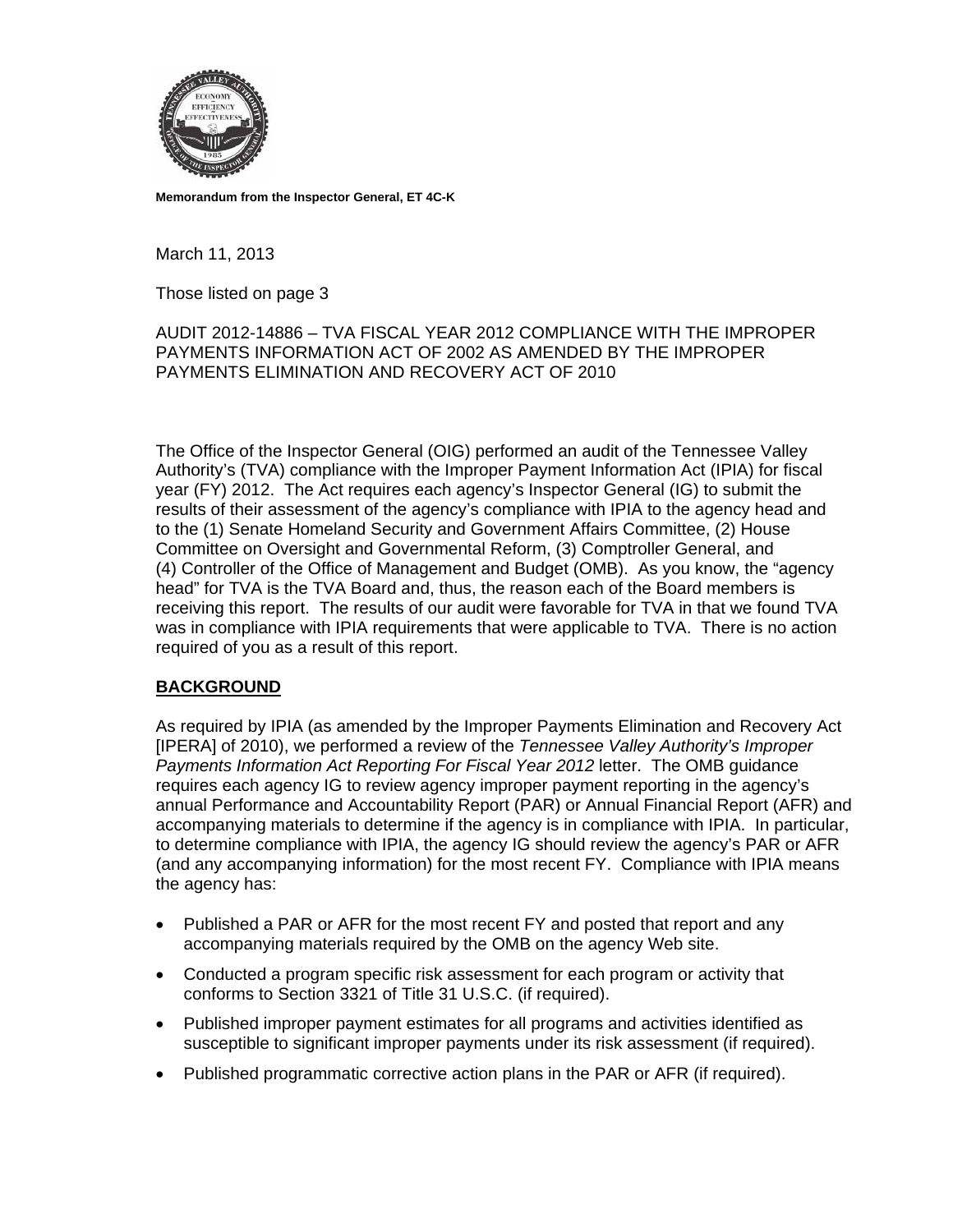**Memorandum from the Inspector General, ET 4C-K**

March 11, 2013

Those listed on page 3

AUDIT 2012-14886 – TVA FISCAL YEAR 2012 COMPLIANCE WITH THE IMPROPER PAYMENTS INFORMATION ACT OF 2002 AS AMENDED BY THE IMPROPER PAYMENTS ELIMINATION AND RECOVERY ACT OF 2010

The Office of the Inspector General (OIG) performed an audit of the Tennessee Valley Authority's (TVA) compliance with the Improper Payment Information Act (IPIA) for fiscal year (FY) 2012. The Act requires each agency's Inspector General (IG) to submit the results of their assessment of the agency's compliance with IPIA to the agency head and to the (1) Senate Homeland Security and Government Affairs Committee, (2) House Committee on Oversight and Governmental Reform, (3) Comptroller General, and (4) Controller of the Office of Management and Budget (OMB). As you know, the "agency head" for TVA is the TVA Board and, thus, the reason each of the Board members is receiving this report. The results of our audit were favorable for TVA in that we found TVA was in compliance with IPIA requirements that were applicable to TVA. There is no action required of you as a result of this report.

## BACKGROUND

As required by IPIA (as amended by the Improper Payments Elimination and Recovery Act [IPERA] of 2010), we performed a review of the *Tennessee Valley Authority's Improper Payments Information Act Reporting For Fiscal Year 2012* letter. The OMB guidance requires each agency IG to review agency improper payment reporting in the agency's annual Performance and Accountability Report (PAR) or Annual Financial Report (AFR) and accompanying materials to determine if the agency is in compliance with IPIA. In particular, to determine compliance with IPIA, the agency IG should review the agency's PAR or AFR (and any accompanying information) for the most recent FY. Compliance with IPIA means the agency has:

- Published a PAR or AFR for the most recent FY and posted that report and any accompanying materials required by the OMB on the agency Web site.
- Conducted a program specific risk assessment for each program or activity that conforms to Section 3321 of Title 31 U.S.C. (if required).
- Published improper payment estimates for all programs and activities identified as susceptible to significant improper payments under its risk assessment (if required).
- Published programmatic corrective action plans in the PAR or AFR (if required).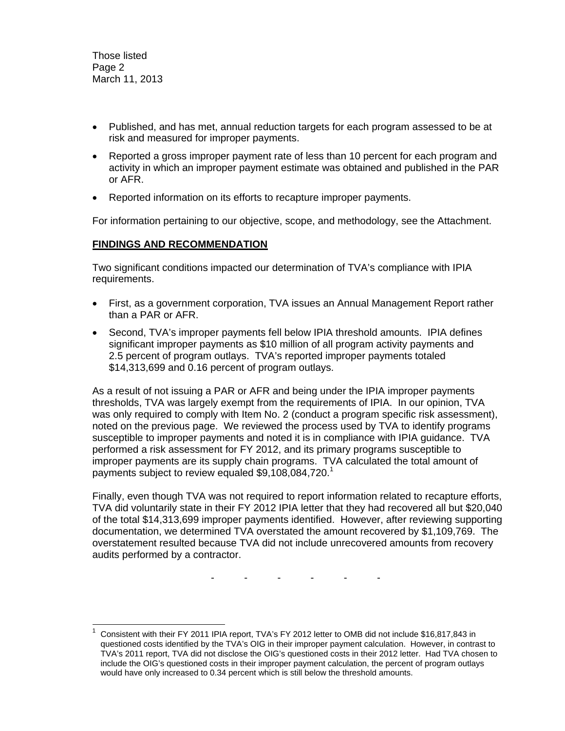- Published, and has met, annual reduction targets for each program assessed to be at risk and measured for improper payments.
- Reported a gross improper payment rate of less than 10 percent for each program and activity in which an improper payment estimate was obtained and published in the PAR or AFR.
- Reported information on its efforts to recapture improper payments.

For information pertaining to our objective, scope, and methodology, see the Attachment.

## FINDINGS AND RECOMMENDATION

Two significant conditions impacted our determination of TVA's compliance with IPIA requirements.

- First, as a government corporation, TVA issues an Annual Management Report rather than a PAR or AFR.
- Second, TVA's improper payments fell below IPIA threshold amounts. IPIA defines significant improper payments as $10 million of all program activity payments and 2.5 percent of program outlays. TVA's reported improper payments totaled $14,313,699 and 0.16 percent of program outlays.

As a result of not issuing a PAR or AFR and being under the IPIA improper payments thresholds, TVA was largely exempt from the requirements of IPIA. In our opinion, TVA was only required to comply with Item No. 2 (conduct a program specific risk assessment), noted on the previous page. We reviewed the process used by TVA to identify programs susceptible to improper payments and noted it is in compliance with IPIA guidance. TVA performed a risk assessment for FY 2012, and its primary programs susceptible to improper payments are its supply chain programs. TVA calculated the total amount of payments subject to review equaled $9,108,084,720.[1]

Finally, even though TVA was not required to report information related to recapture efforts, TVA did voluntarily state in their FY 2012 IPIA letter that they had recovered all but $20,040 of the total $14,313,699 improper payments identified. However, after reviewing supporting documentation, we determined TVA overstated the amount recovered by $1,109,769. The overstatement resulted because TVA did not include unrecovered amounts from recovery audits performed by a contractor.

\- - - - - -

[1] Consistent with their FY 2011 IPIA report, TVA's FY 2012 letter to OMB did not include $16,817,843 in questioned costs identified by the TVA's OIG in their improper payment calculation. However, in contrast to TVA's 2011 report, TVA did not disclose the OIG's questioned costs in their 2012 letter. Had TVA chosen to include the OIG's questioned costs in their improper payment calculation, the percent of program outlays would have only increased to 0.34 percent which is still below the threshold amounts.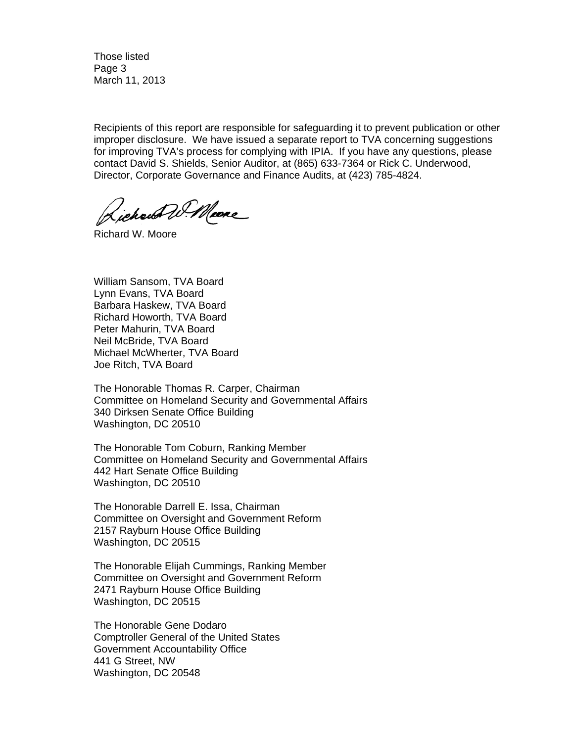Recipients of this report are responsible for safeguarding it to prevent publication or other improper disclosure. We have issued a separate report to TVA concerning suggestions for improving TVA's process for complying with IPIA. If you have any questions, please contact David S. Shields, Senior Auditor, at (865) 633-7364 or Rick C. Underwood, Director, Corporate Governance and Finance Audits, at (423) 785-4824.

Richard W. Moore

William Sansom, TVA Board
Lynn Evans, TVA Board
Barbara Haskew, TVA Board
Richard Howorth, TVA Board
Peter Mahurin, TVA Board
Neil McBride, TVA Board
Michael McWherter, TVA Board
Joe Ritch, TVA Board

The Honorable Thomas R. Carper, Chairman
Committee on Homeland Security and Governmental Affairs
340 Dirksen Senate Office Building
Washington, DC 20510

The Honorable Tom Coburn, Ranking Member
Committee on Homeland Security and Governmental Affairs
442 Hart Senate Office Building
Washington, DC 20510

The Honorable Darrell E. Issa, Chairman
Committee on Oversight and Government Reform
2157 Rayburn House Office Building
Washington, DC 20515

The Honorable Elijah Cummings, Ranking Member
Committee on Oversight and Government Reform
2471 Rayburn House Office Building
Washington, DC 20515

The Honorable Gene Dodaro
Comptroller General of the United States
Government Accountability Office
441 G Street, NW
Washington, DC 20548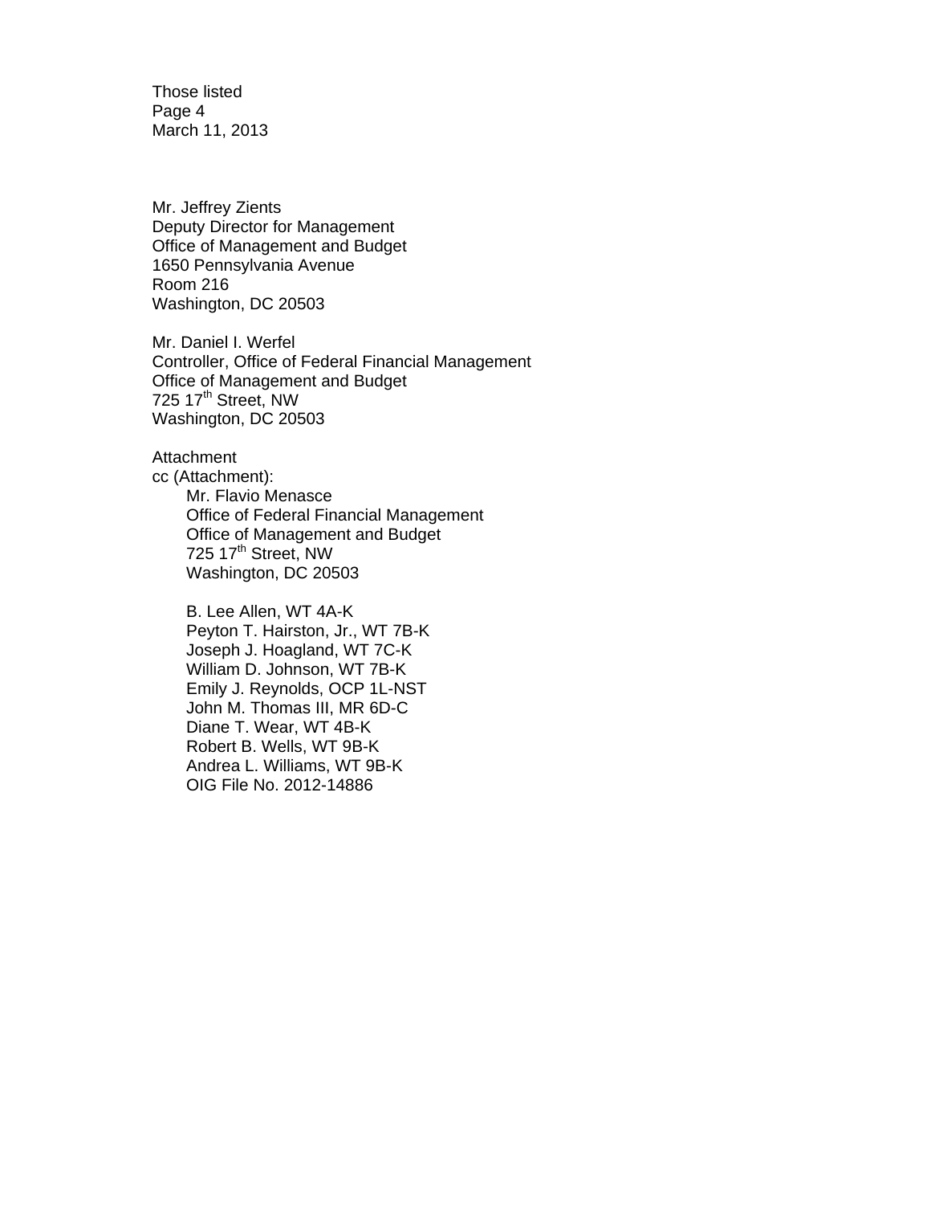Mr. Jeffrey Zients
Deputy Director for Management
Office of Management and Budget
1650 Pennsylvania Avenue
Room 216
Washington, DC 20503

Mr. Daniel I. Werfel
Controller, Office of Federal Financial Management
Office of Management and Budget
725 17th Street, NW
Washington, DC 20503

Attachment
cc (Attachment):

Mr. Flavio Menasce
Office of Federal Financial Management
Office of Management and Budget
725 17th Street, NW
Washington, DC 20503

B. Lee Allen, WT 4A-K
Peyton T. Hairston, Jr., WT 7B-K
Joseph J. Hoagland, WT 7C-K
William D. Johnson, WT 7B-K
Emily J. Reynolds, OCP 1L-NST
John M. Thomas III, MR 6D-C
Diane T. Wear, WT 4B-K
Robert B. Wells, WT 9B-K
Andrea L. Williams, WT 9B-K
OIG File No. 2012-14886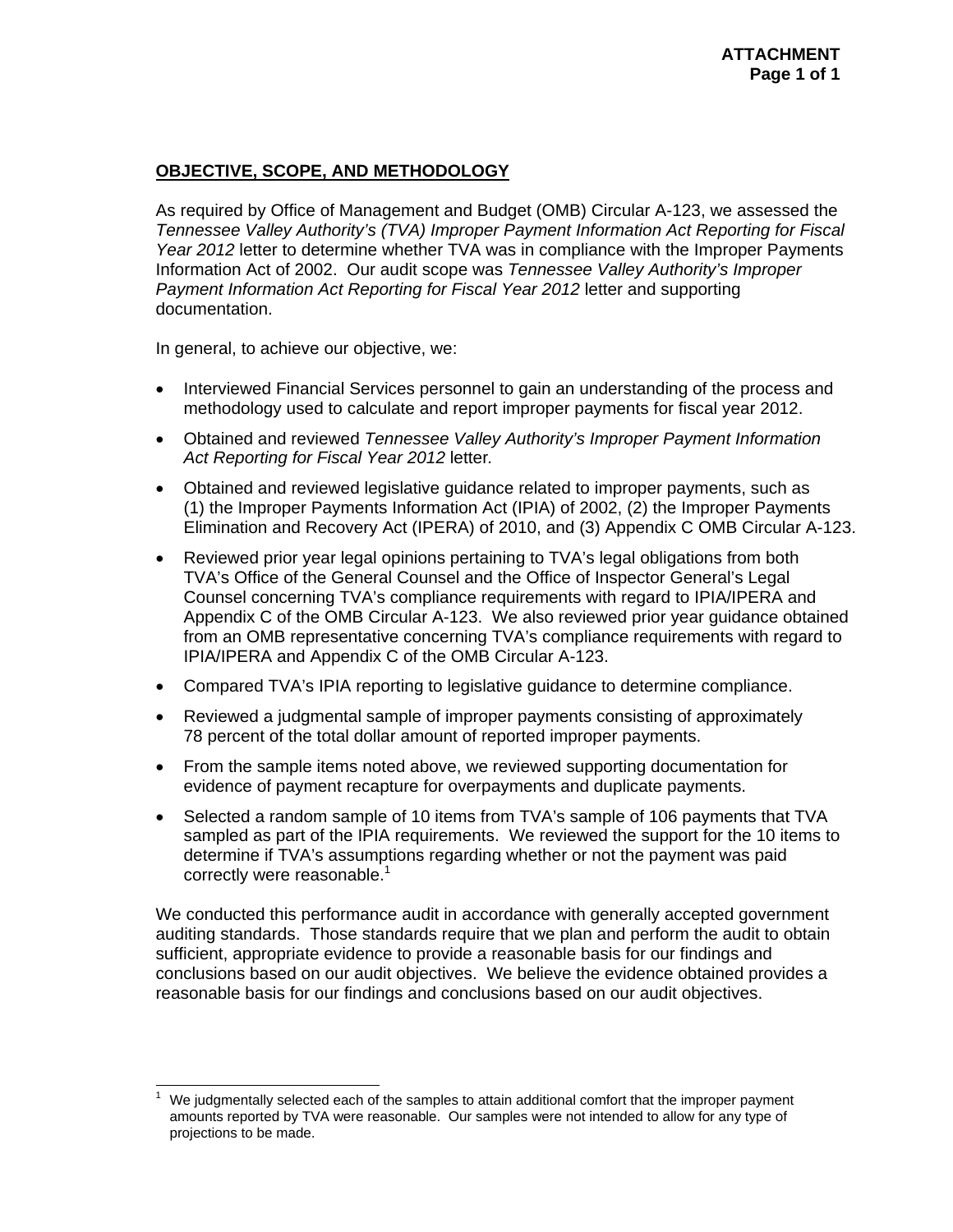## OBJECTIVE, SCOPE, AND METHODOLOGY

As required by Office of Management and Budget (OMB) Circular A-123, we assessed the *Tennessee Valley Authority's (TVA) Improper Payment Information Act Reporting for Fiscal Year 2012* letter to determine whether TVA was in compliance with the Improper Payments Information Act of 2002. Our audit scope was *Tennessee Valley Authority's Improper Payment Information Act Reporting for Fiscal Year 2012* letter and supporting documentation.

In general, to achieve our objective, we:

- Interviewed Financial Services personnel to gain an understanding of the process and methodology used to calculate and report improper payments for fiscal year 2012.
- Obtained and reviewed *Tennessee Valley Authority's Improper Payment Information Act Reporting for Fiscal Year 2012* letter.
- Obtained and reviewed legislative guidance related to improper payments, such as (1) the Improper Payments Information Act (IPIA) of 2002, (2) the Improper Payments Elimination and Recovery Act (IPERA) of 2010, and (3) Appendix C OMB Circular A-123.
- Reviewed prior year legal opinions pertaining to TVA's legal obligations from both TVA's Office of the General Counsel and the Office of Inspector General's Legal Counsel concerning TVA's compliance requirements with regard to IPIA/IPERA and Appendix C of the OMB Circular A-123. We also reviewed prior year guidance obtained from an OMB representative concerning TVA's compliance requirements with regard to IPIA/IPERA and Appendix C of the OMB Circular A-123.
- Compared TVA's IPIA reporting to legislative guidance to determine compliance.
- Reviewed a judgmental sample of improper payments consisting of approximately 78 percent of the total dollar amount of reported improper payments.
- From the sample items noted above, we reviewed supporting documentation for evidence of payment recapture for overpayments and duplicate payments.
- Selected a random sample of 10 items from TVA's sample of 106 payments that TVA sampled as part of the IPIA requirements. We reviewed the support for the 10 items to determine if TVA's assumptions regarding whether or not the payment was paid correctly were reasonable.[1]

We conducted this performance audit in accordance with generally accepted government auditing standards. Those standards require that we plan and perform the audit to obtain sufficient, appropriate evidence to provide a reasonable basis for our findings and conclusions based on our audit objectives. We believe the evidence obtained provides a reasonable basis for our findings and conclusions based on our audit objectives.

---

[1] We judgmentally selected each of the samples to attain additional comfort that the improper payment amounts reported by TVA were reasonable. Our samples were not intended to allow for any type of projections to be made.